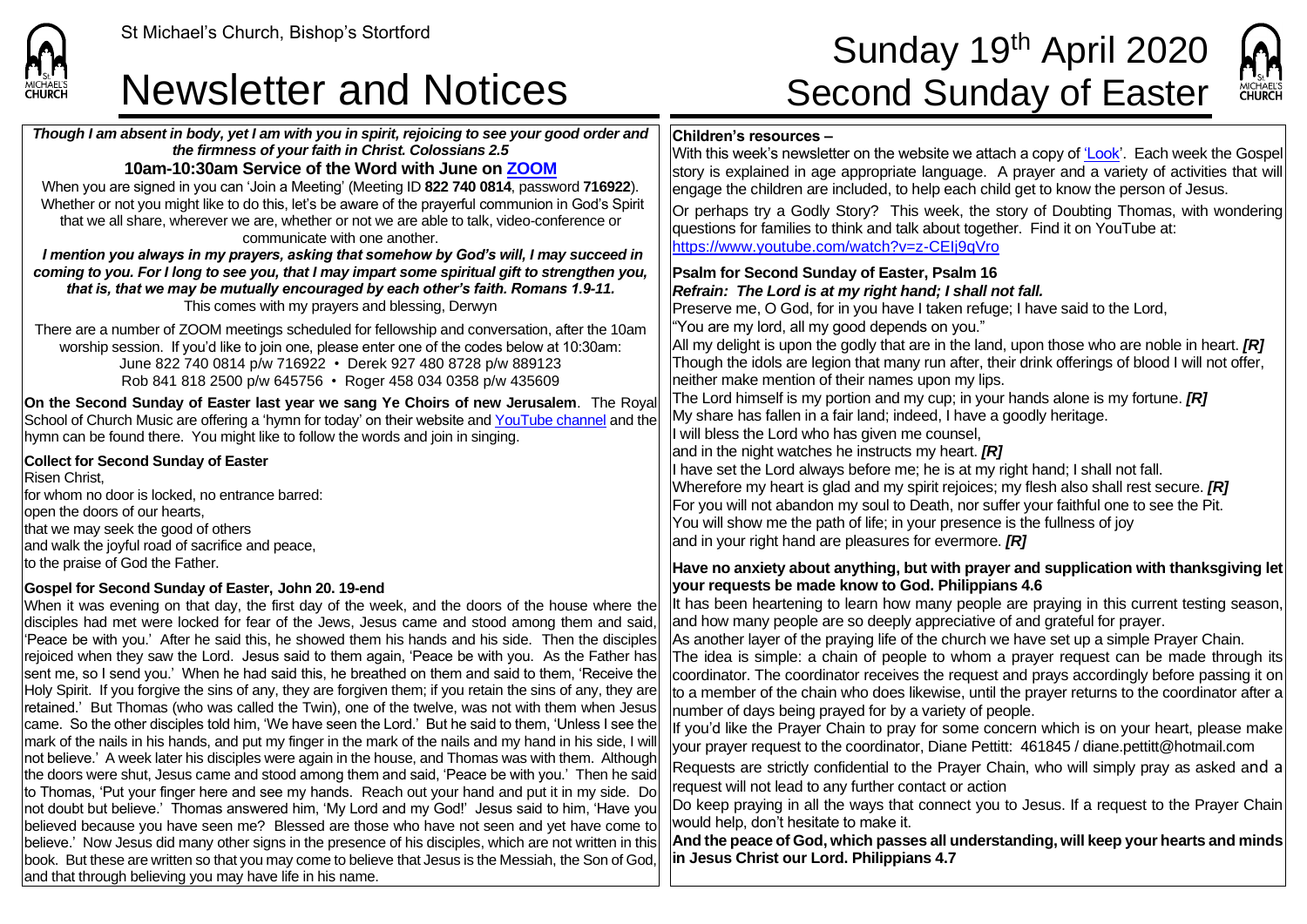St Michael's Church, Bishop's Stortford

# Newsletter and Notices

# Sunday 19th April 2020 Second Sunday of Easter

***Though I am absent in body, yet I am with you in spirit, rejoicing to see your good order and the firmness of your faith in Christ. Colossians 2.5***

**10am-10:30am Service of the Word with June on ZOOM**

When you are signed in you can 'Join a Meeting' (Meeting ID **822 740 0814**, password **716922**). Whether or not you might like to do this, let's be aware of the prayerful communion in God's Spirit that we all share, wherever we are, whether or not we are able to talk, video-conference or communicate with one another.

***I mention you always in my prayers, asking that somehow by God's will, I may succeed in coming to you. For I long to see you, that I may impart some spiritual gift to strengthen you, that is, that we may be mutually encouraged by each other's faith. Romans 1.9-11.***

This comes with my prayers and blessing, Derwyn

There are a number of ZOOM meetings scheduled for fellowship and conversation, after the 10am worship session. If you'd like to join one, please enter one of the codes below at 10:30am:
June 822 740 0814 p/w 716922 • Derek 927 480 8728 p/w 889123
Rob 841 818 2500 p/w 645756 • Roger 458 034 0358 p/w 435609

**On the Second Sunday of Easter last year we sang Ye Choirs of new Jerusalem**. The Royal School of Church Music are offering a 'hymn for today' on their website and YouTube channel and the hymn can be found there. You might like to follow the words and join in singing.

**Collect for Second Sunday of Easter**

Risen Christ,
for whom no door is locked, no entrance barred:
open the doors of our hearts,
that we may seek the good of others
and walk the joyful road of sacrifice and peace,
to the praise of God the Father.

**Gospel for Second Sunday of Easter, John 20. 19-end**

When it was evening on that day, the first day of the week, and the doors of the house where the disciples had met were locked for fear of the Jews, Jesus came and stood among them and said, 'Peace be with you.' After he said this, he showed them his hands and his side. Then the disciples rejoiced when they saw the Lord. Jesus said to them again, 'Peace be with you. As the Father has sent me, so I send you.' When he had said this, he breathed on them and said to them, 'Receive the Holy Spirit. If you forgive the sins of any, they are forgiven them; if you retain the sins of any, they are retained.' But Thomas (who was called the Twin), one of the twelve, was not with them when Jesus came. So the other disciples told him, 'We have seen the Lord.' But he said to them, 'Unless I see the mark of the nails in his hands, and put my finger in the mark of the nails and my hand in his side, I will not believe.' A week later his disciples were again in the house, and Thomas was with them. Although the doors were shut, Jesus came and stood among them and said, 'Peace be with you.' Then he said to Thomas, 'Put your finger here and see my hands. Reach out your hand and put it in my side. Do not doubt but believe.' Thomas answered him, 'My Lord and my God!' Jesus said to him, 'Have you believed because you have seen me? Blessed are those who have not seen and yet have come to believe.' Now Jesus did many other signs in the presence of his disciples, which are not written in this book. But these are written so that you may come to believe that Jesus is the Messiah, the Son of God, and that through believing you may have life in his name.

**Children's resources –**

With this week's newsletter on the website we attach a copy of 'Look'. Each week the Gospel story is explained in age appropriate language. A prayer and a variety of activities that will engage the children are included, to help each child get to know the person of Jesus.

Or perhaps try a Godly Story? This week, the story of Doubting Thomas, with wondering questions for families to think and talk about together. Find it on YouTube at: https://www.youtube.com/watch?v=z-CEIj9qVro

**Psalm for Second Sunday of Easter, Psalm 16**

***Refrain: The Lord is at my right hand; I shall not fall.***

Preserve me, O God, for in you have I taken refuge; I have said to the Lord,
"You are my lord, all my good depends on you."
All my delight is upon the godly that are in the land, upon those who are noble in heart. ***[R]***
Though the idols are legion that many run after, their drink offerings of blood I will not offer, neither make mention of their names upon my lips.
The Lord himself is my portion and my cup; in your hands alone is my fortune. ***[R]***
My share has fallen in a fair land; indeed, I have a goodly heritage.
I will bless the Lord who has given me counsel,
and in the night watches he instructs my heart. ***[R]***
I have set the Lord always before me; he is at my right hand; I shall not fall.
Wherefore my heart is glad and my spirit rejoices; my flesh also shall rest secure. ***[R]***
For you will not abandon my soul to Death, nor suffer your faithful one to see the Pit.
You will show me the path of life; in your presence is the fullness of joy
and in your right hand are pleasures for evermore. ***[R]***

**Have no anxiety about anything, but with prayer and supplication with thanksgiving let your requests be made know to God. Philippians 4.6**

It has been heartening to learn how many people are praying in this current testing season, and how many people are so deeply appreciative of and grateful for prayer.

As another layer of the praying life of the church we have set up a simple Prayer Chain.

The idea is simple: a chain of people to whom a prayer request can be made through its coordinator. The coordinator receives the request and prays accordingly before passing it on to a member of the chain who does likewise, until the prayer returns to the coordinator after a number of days being prayed for by a variety of people.

If you'd like the Prayer Chain to pray for some concern which is on your heart, please make your prayer request to the coordinator, Diane Pettitt: 461845 / diane.pettitt@hotmail.com

Requests are strictly confidential to the Prayer Chain, who will simply pray as asked and a request will not lead to any further contact or action

Do keep praying in all the ways that connect you to Jesus. If a request to the Prayer Chain would help, don't hesitate to make it.

**And the peace of God, which passes all understanding, will keep your hearts and minds in Jesus Christ our Lord. Philippians 4.7**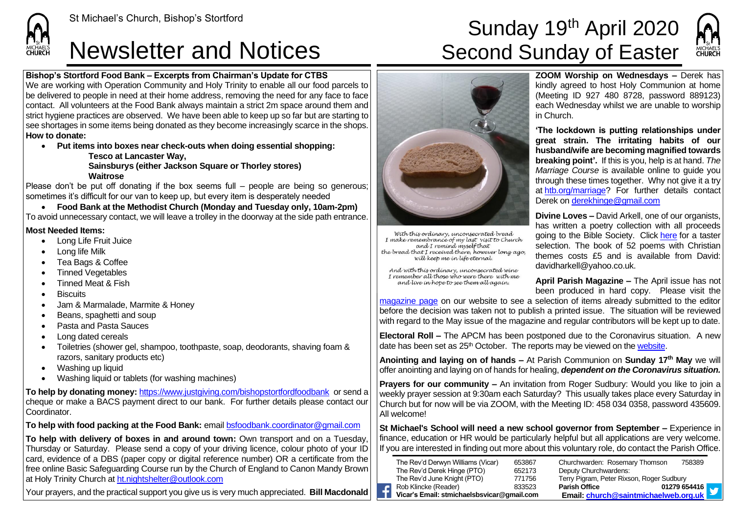St Michael's Church, Bishop's Stortford

# Newsletter and Notices

# Sunday 19th April 2020 Second Sunday of Easter

**Bishop's Stortford Food Bank – Excerpts from Chairman's Update for CTBS**

We are working with Operation Community and Holy Trinity to enable all our food parcels to be delivered to people in need at their home address, removing the need for any face to face contact. All volunteers at the Food Bank always maintain a strict 2m space around them and strict hygiene practices are observed. We have been able to keep up so far but are starting to see shortages in some items being donated as they become increasingly scarce in the shops.

**How to donate:**

- **Put items into boxes near check-outs when doing essential shopping:**
  **Tesco at Lancaster Way,**
  **Sainsburys (either Jackson Square or Thorley stores)**
  **Waitrose**

Please don't be put off donating if the box seems full – people are being so generous; sometimes it's difficult for our van to keep up, but every item is desperately needed

- **Food Bank at the Methodist Church (Monday and Tuesday only, 10am-2pm)**

To avoid unnecessary contact, we will leave a trolley in the doorway at the side path entrance.

**Most Needed Items:**

- Long Life Fruit Juice
- Long life Milk
- Tea Bags & Coffee
- Tinned Vegetables
- Tinned Meat & Fish
- Biscuits
- Jam & Marmalade, Marmite & Honey
- Beans, spaghetti and soup
- Pasta and Pasta Sauces
- Long dated cereals
- Toiletries (shower gel, shampoo, toothpaste, soap, deodorants, shaving foam & razors, sanitary products etc)
- Washing up liquid
- Washing liquid or tablets (for washing machines)

**To help by donating money:** https://www.justgiving.com/bishopstortfordfoodbank or send a cheque or make a BACS payment direct to our bank. For further details please contact our Coordinator.

**To help with food packing at the Food Bank:** email bsfoodbank.coordinator@gmail.com

**To help with delivery of boxes in and around town:** Own transport and on a Tuesday, Thursday or Saturday. Please send a copy of your driving licence, colour photo of your ID card, evidence of a DBS (paper copy or digital reference number) OR a certificate from the free online Basic Safeguarding Course run by the Church of England to Canon Mandy Brown at Holy Trinity Church at ht.nightshelter@outlook.com

Your prayers, and the practical support you give us is very much appreciated. **Bill Macdonald**

*With this ordinary, unconsecrated bread I make remembrance of my last visit to Church and I remind myself that the bread that I received there, however long ago, will keep me in life eternal.*

*And with this ordinary, unconsecrated wine I remember all those who were there with me and live in hope to see them all again.*

**ZOOM Worship on Wednesdays –** Derek has kindly agreed to host Holy Communion at home (Meeting ID 927 480 8728, password 889123) each Wednesday whilst we are unable to worship in Church.

**'The lockdown is putting relationships under great strain. The irritating habits of our husband/wife are becoming magnified towards breaking point'.** If this is you, help is at hand. *The Marriage Course* is available online to guide you through these times together. Why not give it a try at htb.org/marriage? For further details contact Derek on derekhinge@gmail.com

**Divine Loves –** David Arkell, one of our organists, has written a poetry collection with all proceeds going to the Bible Society. Click here for a taster selection. The book of 52 poems with Christian themes costs £5 and is available from David: davidharkell@yahoo.co.uk.

**April Parish Magazine –** The April issue has not been produced in hard copy. Please visit the magazine page on our website to see a selection of items already submitted to the editor before the decision was taken not to publish a printed issue. The situation will be reviewed with regard to the May issue of the magazine and regular contributors will be kept up to date.

**Electoral Roll –** The APCM has been postponed due to the Coronavirus situation. A new date has been set as 25th October. The reports may be viewed on the website.

**Anointing and laying on of hands –** At Parish Communion on **Sunday 17th May** we will offer anointing and laying on of hands for healing, ***dependent on the Coronavirus situation.***

**Prayers for our community –** An invitation from Roger Sudbury: Would you like to join a weekly prayer session at 9:30am each Saturday? This usually takes place every Saturday in Church but for now will be via ZOOM, with the Meeting ID: 458 034 0358, password 435609. All welcome!

**St Michael's School will need a new school governor from September –** Experience in finance, education or HR would be particularly helpful but all applications are very welcome. If you are interested in finding out more about this voluntary role, do contact the Parish Office.

| | | | |
|---|---|---|---|
| The Rev'd Derwyn Williams (Vicar) | 653867 | Churchwarden: Rosemary Thomson | 758389 |
| The Rev'd Derek Hinge (PTO) | 652173 | Deputy Churchwardens: | |
| The Rev'd June Knight (PTO) | 771756 | Terry Pigram, Peter Rixson, Roger Sudbury | |
| Rob Klincke (Reader) | 833523 | **Parish Office** | **01279 654416** |
| **Vicar's Email: stmichaelsbsvicar@gmail.com** | | **Email: church@saintmichaelweb.org.uk** | |